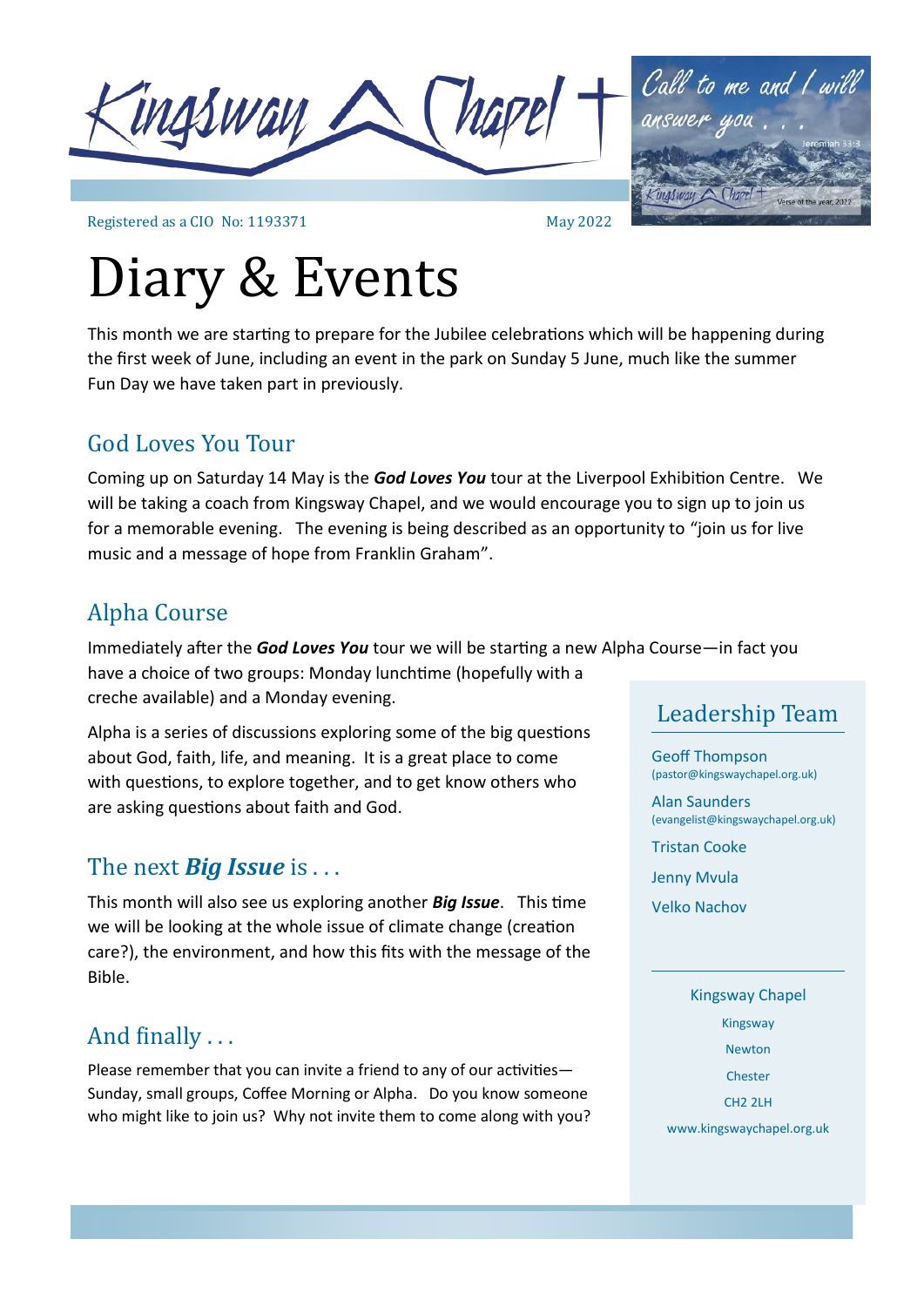Kingsway Chapel

Call to me and I will answer you . . . Jeremiah 33:3

Registered as a CIO No: 1193371

May 2022

# Diary & Events

This month we are starting to prepare for the Jubilee celebrations which will be happening during the first week of June, including an event in the park on Sunday 5 June, much like the summer Fun Day we have taken part in previously.

## God Loves You Tour

Coming up on Saturday 14 May is the ***God Loves You*** tour at the Liverpool Exhibition Centre. We will be taking a coach from Kingsway Chapel, and we would encourage you to sign up to join us for a memorable evening. The evening is being described as an opportunity to "join us for live music and a message of hope from Franklin Graham".

## Alpha Course

Immediately after the ***God Loves You*** tour we will be starting a new Alpha Course—in fact you have a choice of two groups: Monday lunchtime (hopefully with a creche available) and a Monday evening.

Alpha is a series of discussions exploring some of the big questions about God, faith, life, and meaning. It is a great place to come with questions, to explore together, and to get know others who are asking questions about faith and God.

## The next ***Big Issue*** is . . .

This month will also see us exploring another ***Big Issue***. This time we will be looking at the whole issue of climate change (creation care?), the environment, and how this fits with the message of the Bible.

## And finally . . .

Please remember that you can invite a friend to any of our activities—Sunday, small groups, Coffee Morning or Alpha. Do you know someone who might like to join us? Why not invite them to come along with you?

## Leadership Team

Geoff Thompson
(pastor@kingswaychapel.org.uk)

Alan Saunders
(evangelist@kingswaychapel.org.uk)

Tristan Cooke

Jenny Mvula

Velko Nachov

Kingsway Chapel
Kingsway
Newton
Chester
CH2 2LH
www.kingswaychapel.org.uk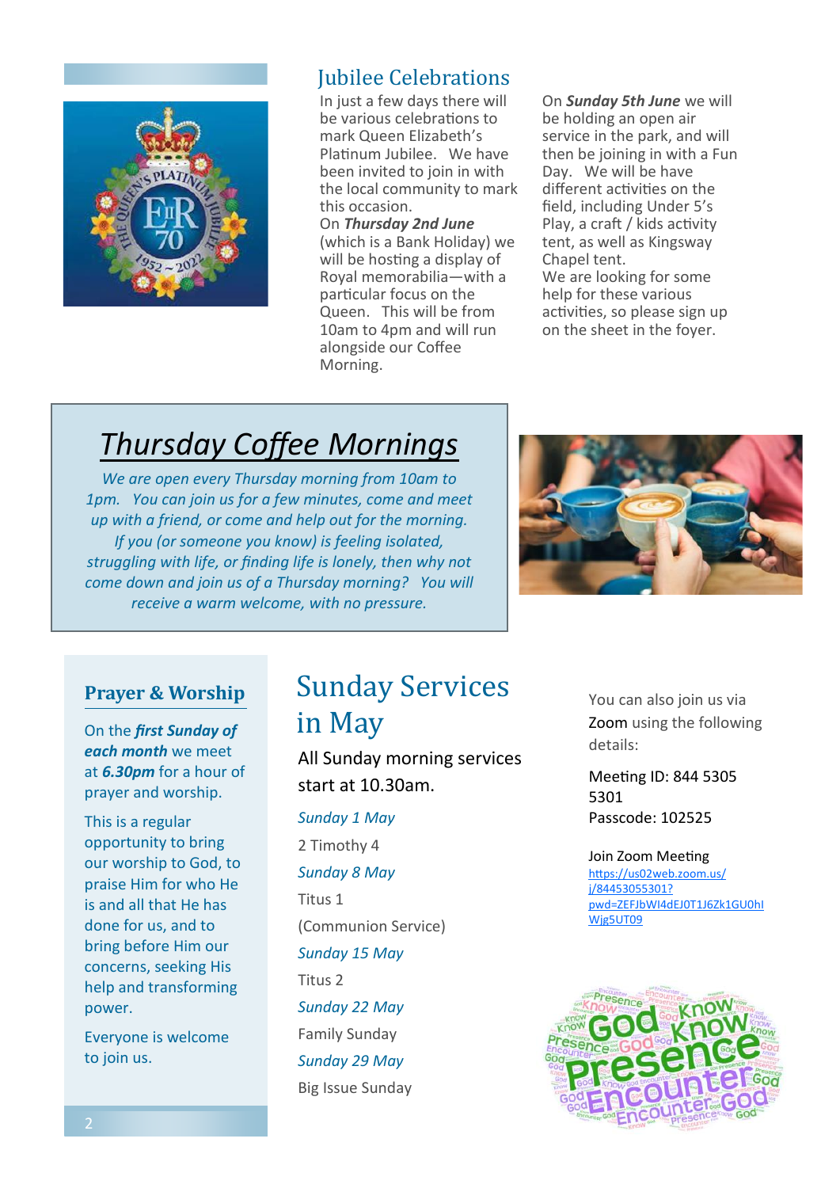## Jubilee Celebrations

In just a few days there will be various celebrations to mark Queen Elizabeth's Platinum Jubilee. We have been invited to join in with the local community to mark this occasion.

On ***Thursday 2nd June*** (which is a Bank Holiday) we will be hosting a display of Royal memorabilia—with a particular focus on the Queen. This will be from 10am to 4pm and will run alongside our Coffee Morning.

On ***Sunday 5th June*** we will be holding an open air service in the park, and will then be joining in with a Fun Day. We will be have different activities on the field, including Under 5's Play, a craft / kids activity tent, as well as Kingsway Chapel tent.

We are looking for some help for these various activities, so please sign up on the sheet in the foyer.

## *Thursday Coffee Mornings*

*We are open every Thursday morning from 10am to 1pm. You can join us for a few minutes, come and meet up with a friend, or come and help out for the morning. If you (or someone you know) is feeling isolated, struggling with life, or finding life is lonely, then why not come down and join us of a Thursday morning? You will receive a warm welcome, with no pressure.*

### Prayer & Worship

On the ***first Sunday of each month*** we meet at ***6.30pm*** for a hour of prayer and worship.

This is a regular opportunity to bring our worship to God, to praise Him for who He is and all that He has done for us, and to bring before Him our concerns, seeking His help and transforming power.

Everyone is welcome to join us.

## Sunday Services in May

All Sunday morning services start at 10.30am.

*Sunday 1 May*
2 Timothy 4

*Sunday 8 May*
Titus 1
(Communion Service)

*Sunday 15 May*
Titus 2

*Sunday 22 May*
Family Sunday

*Sunday 29 May*
Big Issue Sunday

You can also join us via Zoom using the following details:

Meeting ID: 844 5305 5301
Passcode: 102525

Join Zoom Meeting
https://us02web.zoom.us/j/84453055301?pwd=ZEFJbWI4dEJ0T1J6Zk1GU0hIWjg5UT09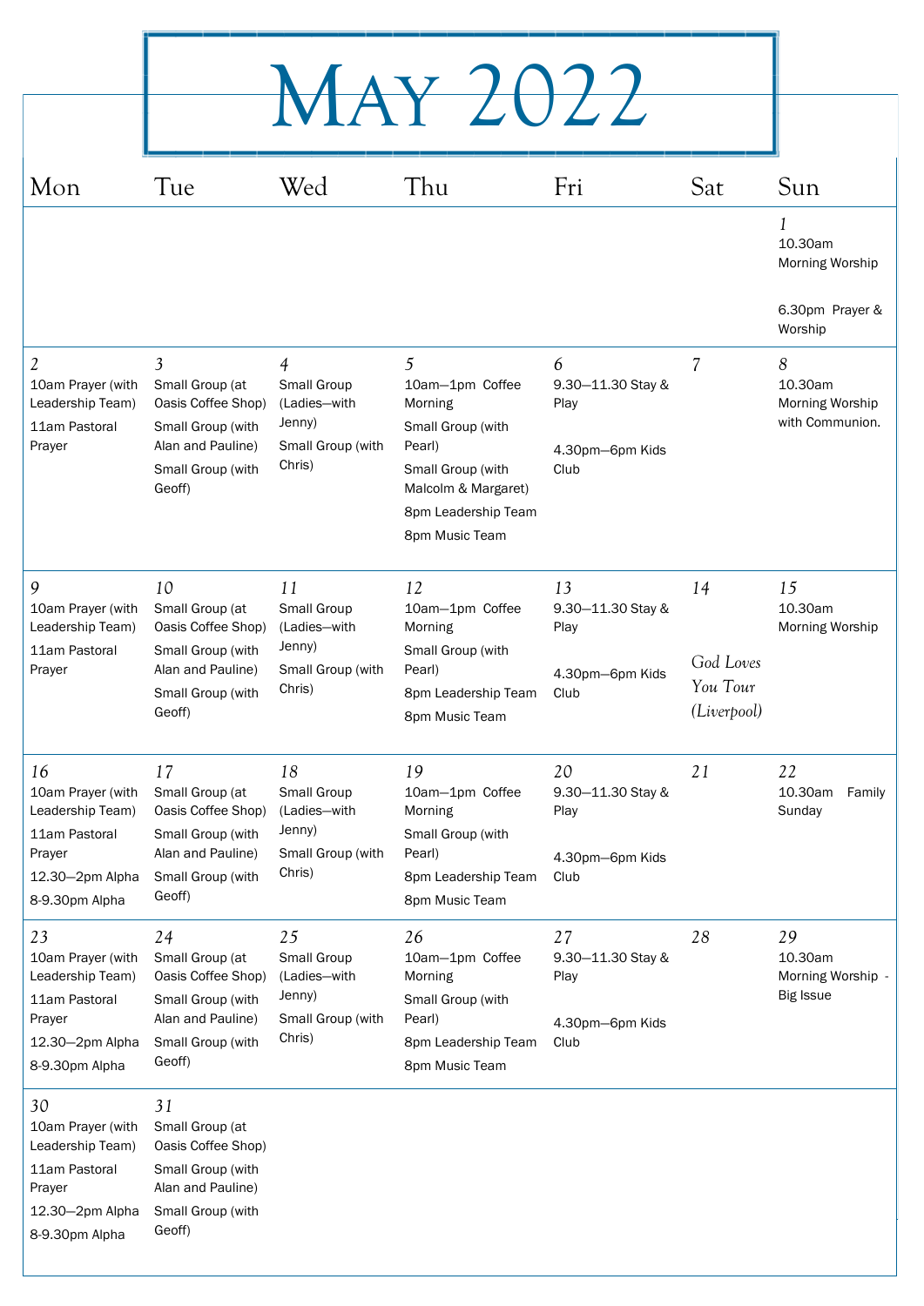# May 2022

| Mon | Tue | Wed | Thu | Fri | Sat | Sun |
|---|---|---|---|---|---|---|
| | | | | | | *1*<br>10.30am Morning Worship<br>6.30pm Prayer & Worship |
| *2*<br>10am Prayer (with Leadership Team)<br>11am Pastoral Prayer | *3*<br>Small Group (at Oasis Coffee Shop)<br>Small Group (with Alan and Pauline)<br>Small Group (with Geoff) | *4*<br>Small Group (Ladies—with Jenny)<br>Small Group (with Chris) | *5*<br>10am—1pm Coffee Morning<br>Small Group (with Pearl)<br>Small Group (with Malcolm & Margaret)<br>8pm Leadership Team<br>8pm Music Team | *6*<br>9.30—11.30 Stay & Play<br>4.30pm—6pm Kids Club | *7* | *8*<br>10.30am Morning Worship with Communion. |
| *9*<br>10am Prayer (with Leadership Team)<br>11am Pastoral Prayer | *10*<br>Small Group (at Oasis Coffee Shop)<br>Small Group (with Alan and Pauline)<br>Small Group (with Geoff) | *11*<br>Small Group (Ladies—with Jenny)<br>Small Group (with Chris) | *12*<br>10am—1pm Coffee Morning<br>Small Group (with Pearl)<br>8pm Leadership Team<br>8pm Music Team | *13*<br>9.30—11.30 Stay & Play<br>4.30pm—6pm Kids Club | *14*<br>*God Loves You Tour (Liverpool)* | *15*<br>10.30am Morning Worship |
| *16*<br>10am Prayer (with Leadership Team)<br>11am Pastoral Prayer<br>12.30—2pm Alpha<br>8-9.30pm Alpha | *17*<br>Small Group (at Oasis Coffee Shop)<br>Small Group (with Alan and Pauline)<br>Small Group (with Geoff) | *18*<br>Small Group (Ladies—with Jenny)<br>Small Group (with Chris) | *19*<br>10am—1pm Coffee Morning<br>Small Group (with Pearl)<br>8pm Leadership Team<br>8pm Music Team | *20*<br>9.30—11.30 Stay & Play<br>4.30pm—6pm Kids Club | *21* | *22*<br>10.30am Family Sunday |
| *23*<br>10am Prayer (with Leadership Team)<br>11am Pastoral Prayer<br>12.30—2pm Alpha<br>8-9.30pm Alpha | *24*<br>Small Group (at Oasis Coffee Shop)<br>Small Group (with Alan and Pauline)<br>Small Group (with Geoff) | *25*<br>Small Group (Ladies—with Jenny)<br>Small Group (with Chris) | *26*<br>10am—1pm Coffee Morning<br>Small Group (with Pearl)<br>8pm Leadership Team<br>8pm Music Team | *27*<br>9.30—11.30 Stay & Play<br>4.30pm—6pm Kids Club | *28* | *29*<br>10.30am Morning Worship - Big Issue |
| *30*<br>10am Prayer (with Leadership Team)<br>11am Pastoral Prayer<br>12.30—2pm Alpha<br>8-9.30pm Alpha | *31*<br>Small Group (at Oasis Coffee Shop)<br>Small Group (with Alan and Pauline)<br>Small Group (with Geoff) | | | | | |